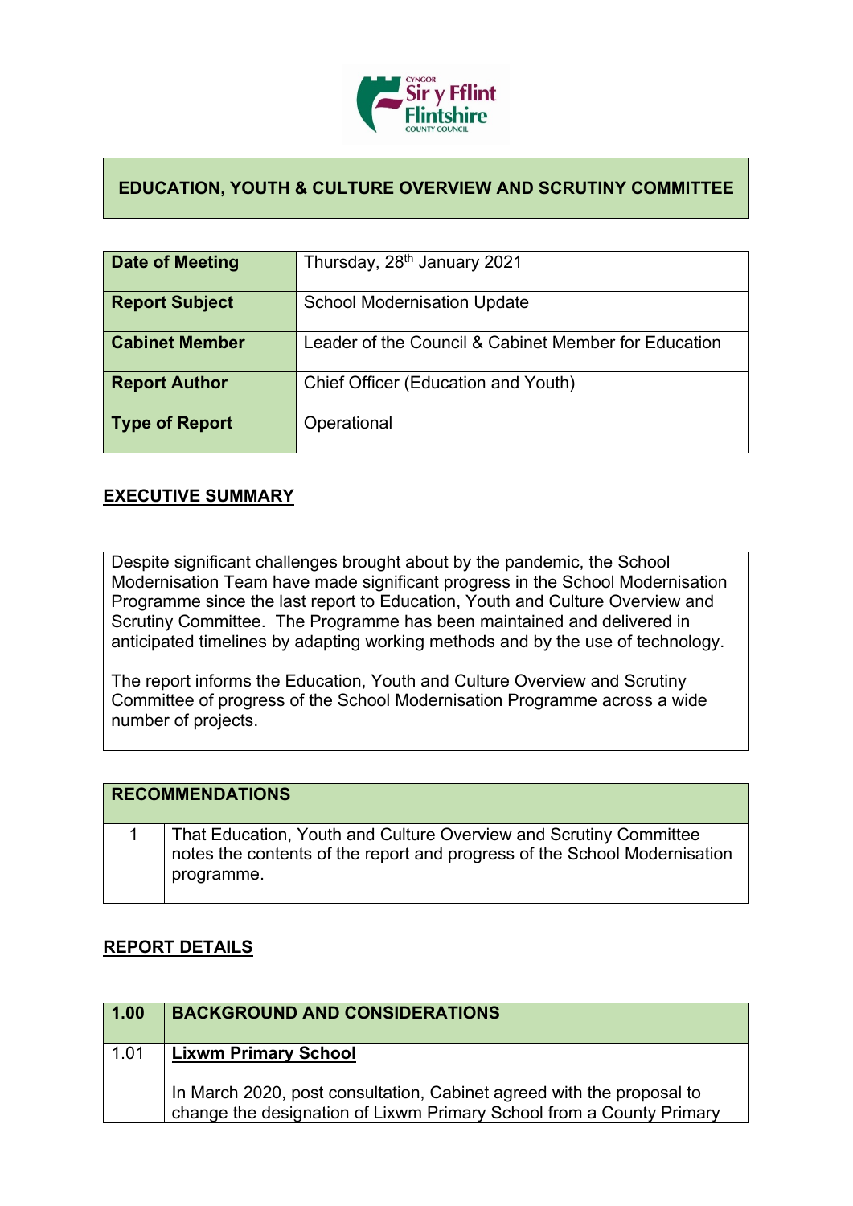## EDUCATION, YOUTH & CULTURE OVERVIEW AND SCRUTINY COMMITTEE

| | |
|---|---|
| **Date of Meeting** | Thursday, 28th January 2021 |
| **Report Subject** | School Modernisation Update |
| **Cabinet Member** | Leader of the Council & Cabinet Member for Education |
| **Report Author** | Chief Officer (Education and Youth) |
| **Type of Report** | Operational |

## EXECUTIVE SUMMARY

Despite significant challenges brought about by the pandemic, the School Modernisation Team have made significant progress in the School Modernisation Programme since the last report to Education, Youth and Culture Overview and Scrutiny Committee. The Programme has been maintained and delivered in anticipated timelines by adapting working methods and by the use of technology.

The report informs the Education, Youth and Culture Overview and Scrutiny Committee of progress of the School Modernisation Programme across a wide number of projects.

| **RECOMMENDATIONS** | |
|---|---|
| 1 | That Education, Youth and Culture Overview and Scrutiny Committee notes the contents of the report and progress of the School Modernisation programme. |

## REPORT DETAILS

| **1.00** | **BACKGROUND AND CONSIDERATIONS** |
|---|---|
| 1.01 | **Lixwm Primary School**<br><br>In March 2020, post consultation, Cabinet agreed with the proposal to change the designation of Lixwm Primary School from a County Primary |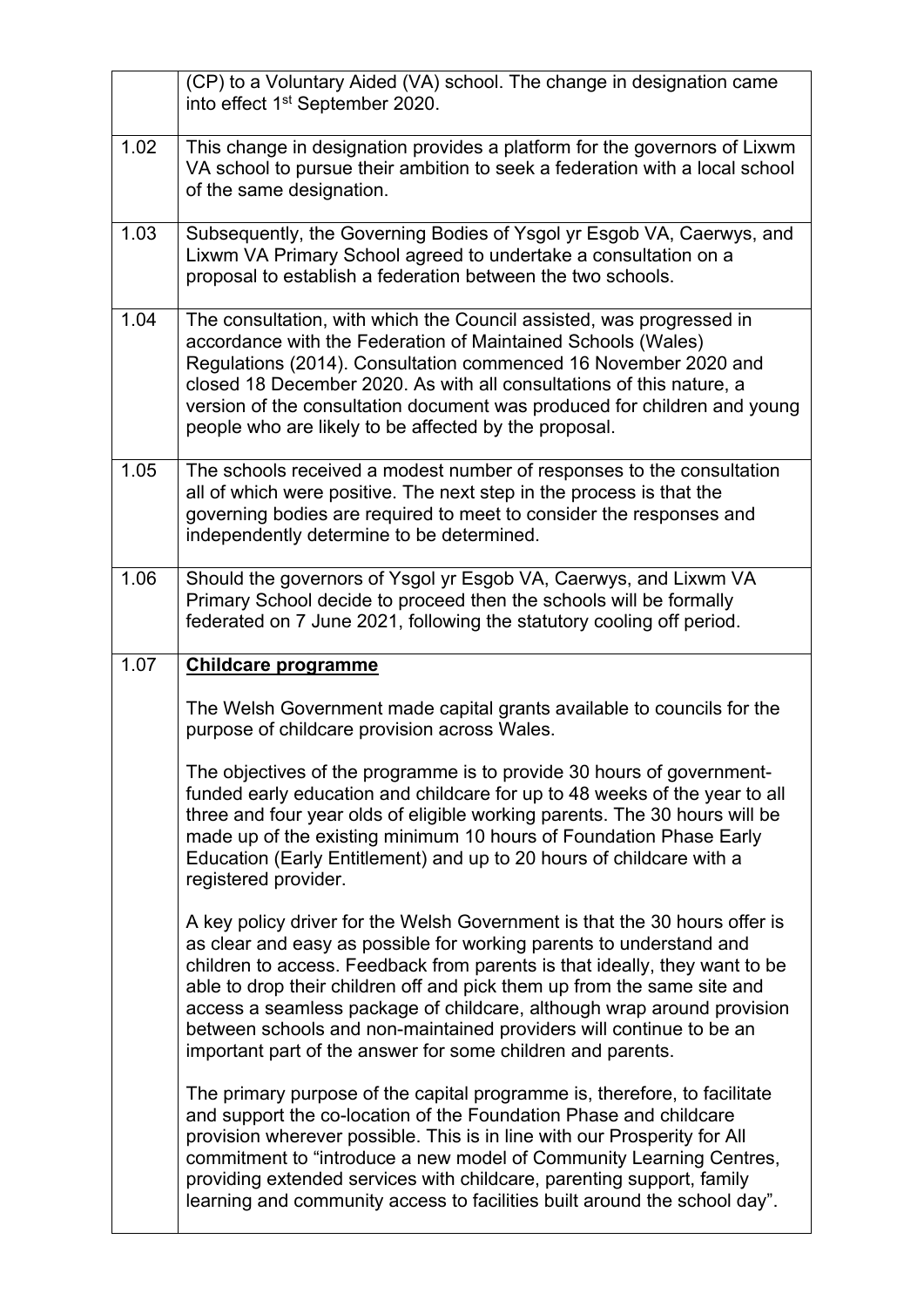| | |
|---|---|
| | (CP) to a Voluntary Aided (VA) school. The change in designation came into effect 1st September 2020. |
| 1.02 | This change in designation provides a platform for the governors of Lixwm VA school to pursue their ambition to seek a federation with a local school of the same designation. |
| 1.03 | Subsequently, the Governing Bodies of Ysgol yr Esgob VA, Caerwys, and Lixwm VA Primary School agreed to undertake a consultation on a proposal to establish a federation between the two schools. |
| 1.04 | The consultation, with which the Council assisted, was progressed in accordance with the Federation of Maintained Schools (Wales) Regulations (2014). Consultation commenced 16 November 2020 and closed 18 December 2020. As with all consultations of this nature, a version of the consultation document was produced for children and young people who are likely to be affected by the proposal. |
| 1.05 | The schools received a modest number of responses to the consultation all of which were positive. The next step in the process is that the governing bodies are required to meet to consider the responses and independently determine to be determined. |
| 1.06 | Should the governors of Ysgol yr Esgob VA, Caerwys, and Lixwm VA Primary School decide to proceed then the schools will be formally federated on 7 June 2021, following the statutory cooling off period. |
| 1.07 | **Childcare programme**<br><br>The Welsh Government made capital grants available to councils for the purpose of childcare provision across Wales.<br><br>The objectives of the programme is to provide 30 hours of government-funded early education and childcare for up to 48 weeks of the year to all three and four year olds of eligible working parents. The 30 hours will be made up of the existing minimum 10 hours of Foundation Phase Early Education (Early Entitlement) and up to 20 hours of childcare with a registered provider.<br><br>A key policy driver for the Welsh Government is that the 30 hours offer is as clear and easy as possible for working parents to understand and children to access. Feedback from parents is that ideally, they want to be able to drop their children off and pick them up from the same site and access a seamless package of childcare, although wrap around provision between schools and non-maintained providers will continue to be an important part of the answer for some children and parents.<br><br>The primary purpose of the capital programme is, therefore, to facilitate and support the co-location of the Foundation Phase and childcare provision wherever possible. This is in line with our Prosperity for All commitment to "introduce a new model of Community Learning Centres, providing extended services with childcare, parenting support, family learning and community access to facilities built around the school day". |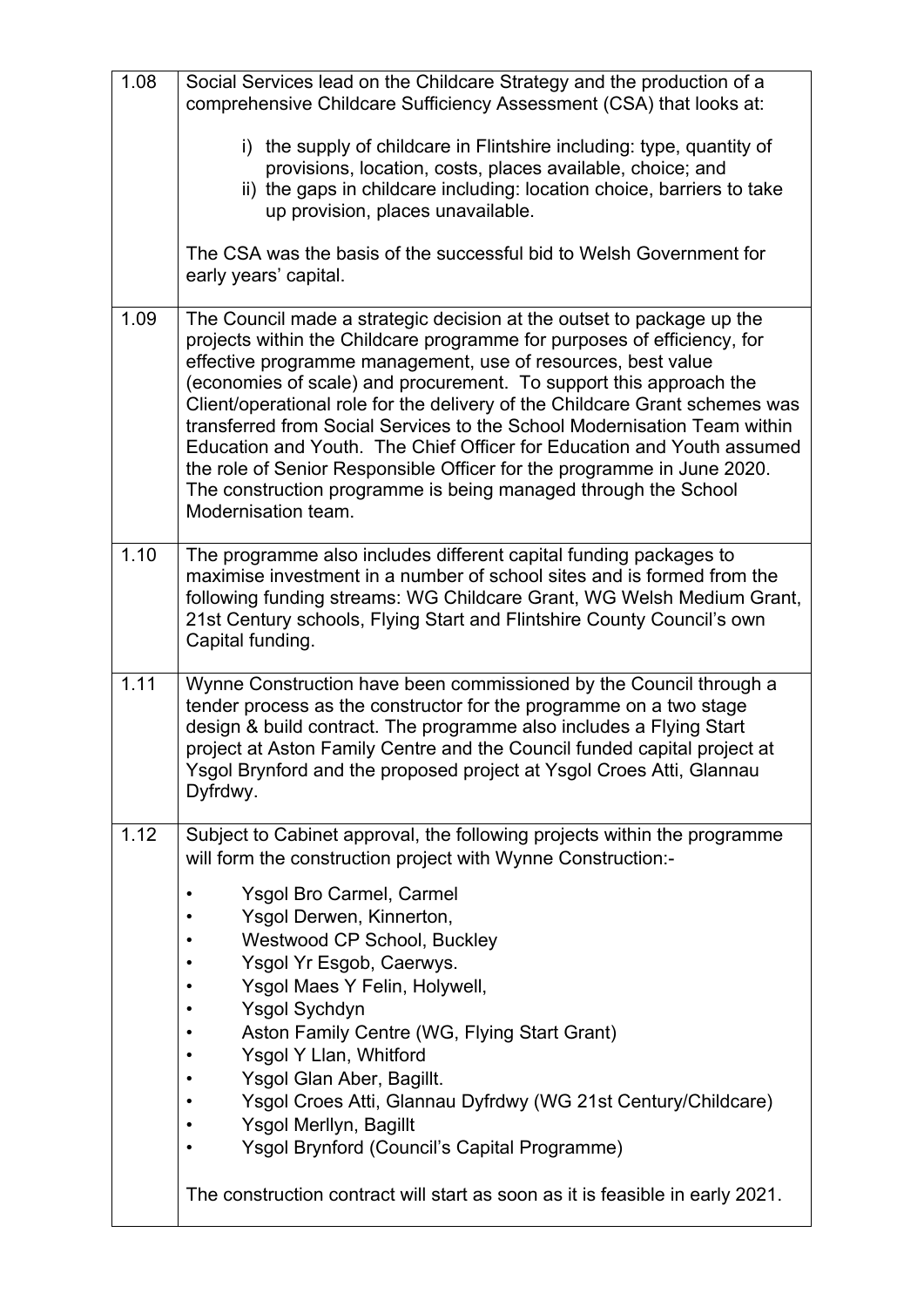| | |
|---|---|
| 1.08 | Social Services lead on the Childcare Strategy and the production of a comprehensive Childcare Sufficiency Assessment (CSA) that looks at:<br><br>i) the supply of childcare in Flintshire including: type, quantity of provisions, location, costs, places available, choice; and<br>ii) the gaps in childcare including: location choice, barriers to take up provision, places unavailable.<br><br>The CSA was the basis of the successful bid to Welsh Government for early years' capital. |
| 1.09 | The Council made a strategic decision at the outset to package up the projects within the Childcare programme for purposes of efficiency, for effective programme management, use of resources, best value (economies of scale) and procurement. To support this approach the Client/operational role for the delivery of the Childcare Grant schemes was transferred from Social Services to the School Modernisation Team within Education and Youth. The Chief Officer for Education and Youth assumed the role of Senior Responsible Officer for the programme in June 2020. The construction programme is being managed through the School Modernisation team. |
| 1.10 | The programme also includes different capital funding packages to maximise investment in a number of school sites and is formed from the following funding streams: WG Childcare Grant, WG Welsh Medium Grant, 21st Century schools, Flying Start and Flintshire County Council's own Capital funding. |
| 1.11 | Wynne Construction have been commissioned by the Council through a tender process as the constructor for the programme on a two stage design & build contract. The programme also includes a Flying Start project at Aston Family Centre and the Council funded capital project at Ysgol Brynford and the proposed project at Ysgol Croes Atti, Glannau Dyfrdwy. |
| 1.12 | Subject to Cabinet approval, the following projects within the programme will form the construction project with Wynne Construction:-<br><br>• Ysgol Bro Carmel, Carmel<br>• Ysgol Derwen, Kinnerton,<br>• Westwood CP School, Buckley<br>• Ysgol Yr Esgob, Caerwys.<br>• Ysgol Maes Y Felin, Holywell,<br>• Ysgol Sychdyn<br>• Aston Family Centre (WG, Flying Start Grant)<br>• Ysgol Y Llan, Whitford<br>• Ysgol Glan Aber, Bagillt.<br>• Ysgol Croes Atti, Glannau Dyfrdwy (WG 21st Century/Childcare)<br>• Ysgol Merllyn, Bagillt<br>• Ysgol Brynford (Council's Capital Programme)<br><br>The construction contract will start as soon as it is feasible in early 2021. |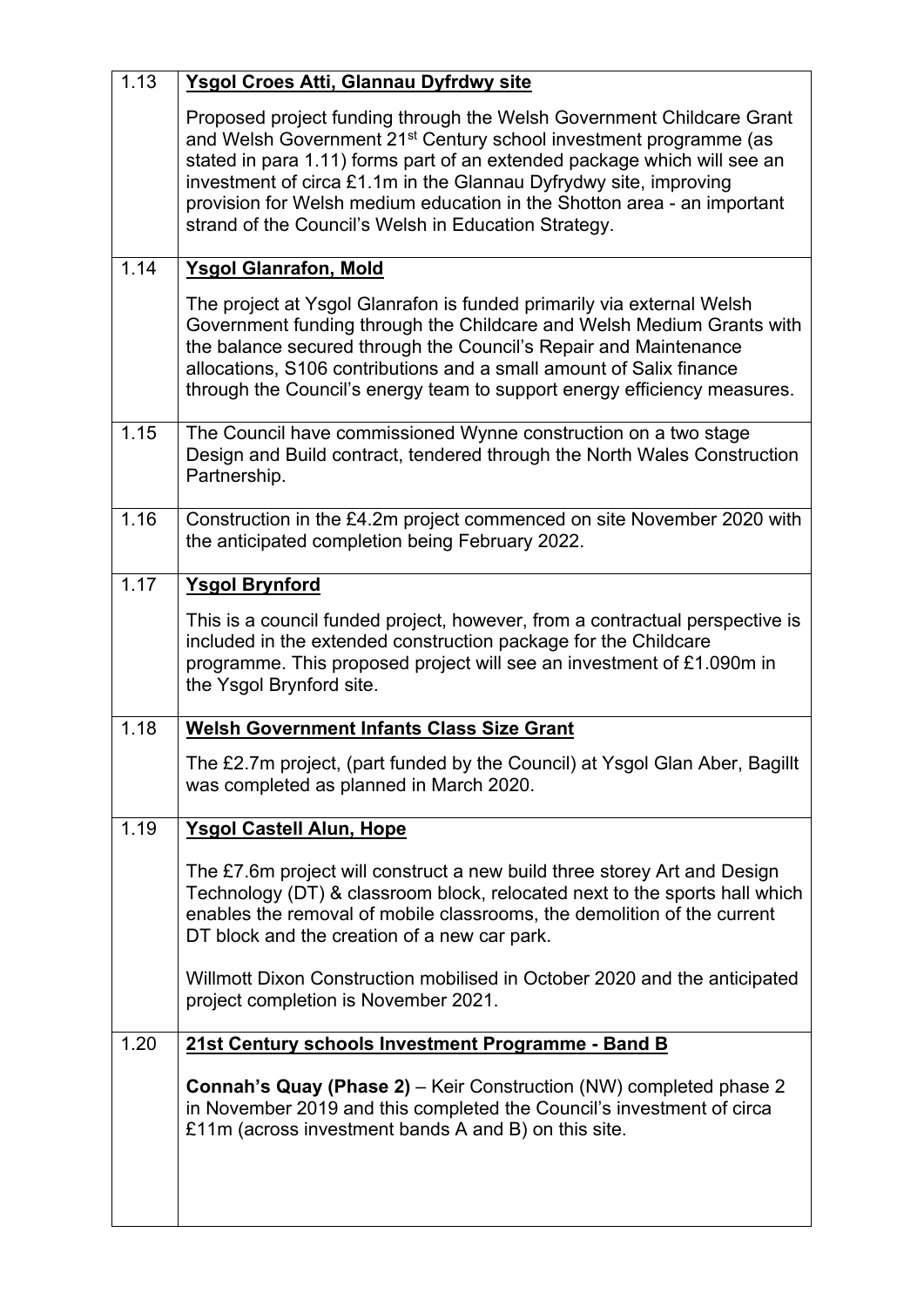| | |
|---|---|
| 1.13 | **Ysgol Croes Atti, Glannau Dyfrdwy site**<br><br>Proposed project funding through the Welsh Government Childcare Grant and Welsh Government 21st Century school investment programme (as stated in para 1.11) forms part of an extended package which will see an investment of circa £1.1m in the Glannau Dyfrydwy site, improving provision for Welsh medium education in the Shotton area - an important strand of the Council's Welsh in Education Strategy. |
| 1.14 | **Ysgol Glanrafon, Mold**<br><br>The project at Ysgol Glanrafon is funded primarily via external Welsh Government funding through the Childcare and Welsh Medium Grants with the balance secured through the Council's Repair and Maintenance allocations, S106 contributions and a small amount of Salix finance through the Council's energy team to support energy efficiency measures. |
| 1.15 | The Council have commissioned Wynne construction on a two stage Design and Build contract, tendered through the North Wales Construction Partnership. |
| 1.16 | Construction in the £4.2m project commenced on site November 2020 with the anticipated completion being February 2022. |
| 1.17 | **Ysgol Brynford**<br><br>This is a council funded project, however, from a contractual perspective is included in the extended construction package for the Childcare programme. This proposed project will see an investment of £1.090m in the Ysgol Brynford site. |
| 1.18 | **Welsh Government Infants Class Size Grant**<br><br>The £2.7m project, (part funded by the Council) at Ysgol Glan Aber, Bagillt was completed as planned in March 2020. |
| 1.19 | **Ysgol Castell Alun, Hope**<br><br>The £7.6m project will construct a new build three storey Art and Design Technology (DT) & classroom block, relocated next to the sports hall which enables the removal of mobile classrooms, the demolition of the current DT block and the creation of a new car park.<br><br>Willmott Dixon Construction mobilised in October 2020 and the anticipated project completion is November 2021. |
| 1.20 | **21st Century schools Investment Programme - Band B**<br><br>**Connah's Quay (Phase 2)** – Keir Construction (NW) completed phase 2 in November 2019 and this completed the Council's investment of circa £11m (across investment bands A and B) on this site. |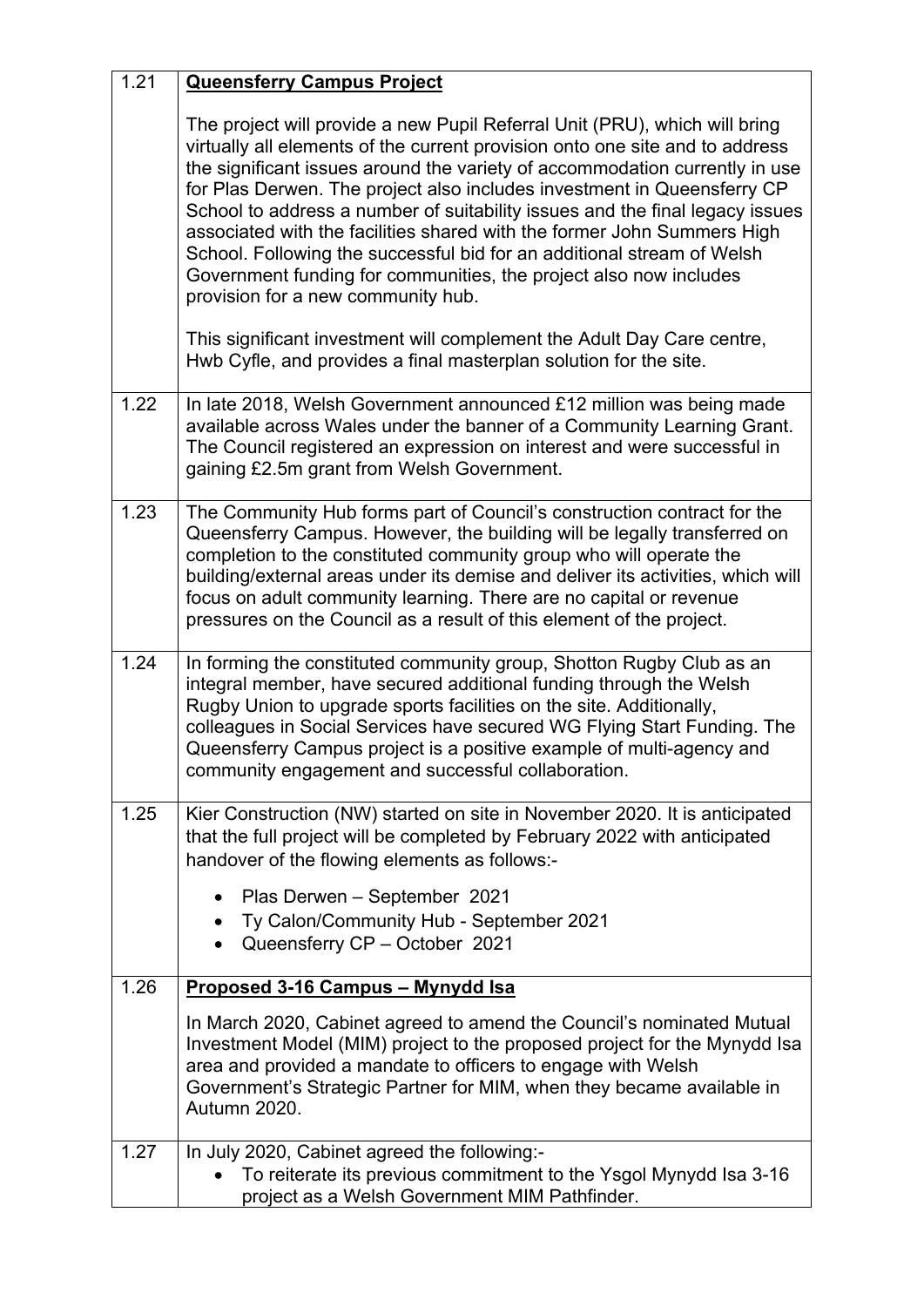| | |
|---|---|
| 1.21 | **Queensferry Campus Project**<br><br>The project will provide a new Pupil Referral Unit (PRU), which will bring virtually all elements of the current provision onto one site and to address the significant issues around the variety of accommodation currently in use for Plas Derwen. The project also includes investment in Queensferry CP School to address a number of suitability issues and the final legacy issues associated with the facilities shared with the former John Summers High School. Following the successful bid for an additional stream of Welsh Government funding for communities, the project also now includes provision for a new community hub.<br><br>This significant investment will complement the Adult Day Care centre, Hwb Cyfle, and provides a final masterplan solution for the site. |
| 1.22 | In late 2018, Welsh Government announced £12 million was being made available across Wales under the banner of a Community Learning Grant. The Council registered an expression on interest and were successful in gaining £2.5m grant from Welsh Government. |
| 1.23 | The Community Hub forms part of Council's construction contract for the Queensferry Campus. However, the building will be legally transferred on completion to the constituted community group who will operate the building/external areas under its demise and deliver its activities, which will focus on adult community learning. There are no capital or revenue pressures on the Council as a result of this element of the project. |
| 1.24 | In forming the constituted community group, Shotton Rugby Club as an integral member, have secured additional funding through the Welsh Rugby Union to upgrade sports facilities on the site. Additionally, colleagues in Social Services have secured WG Flying Start Funding. The Queensferry Campus project is a positive example of multi-agency and community engagement and successful collaboration. |
| 1.25 | Kier Construction (NW) started on site in November 2020. It is anticipated that the full project will be completed by February 2022 with anticipated handover of the flowing elements as follows:-<br><br>• Plas Derwen – September 2021<br>• Ty Calon/Community Hub - September 2021<br>• Queensferry CP – October 2021 |
| 1.26 | **Proposed 3-16 Campus – Mynydd Isa**<br><br>In March 2020, Cabinet agreed to amend the Council's nominated Mutual Investment Model (MIM) project to the proposed project for the Mynydd Isa area and provided a mandate to officers to engage with Welsh Government's Strategic Partner for MIM, when they became available in Autumn 2020. |
| 1.27 | In July 2020, Cabinet agreed the following:-<br>• To reiterate its previous commitment to the Ysgol Mynydd Isa 3-16 project as a Welsh Government MIM Pathfinder. |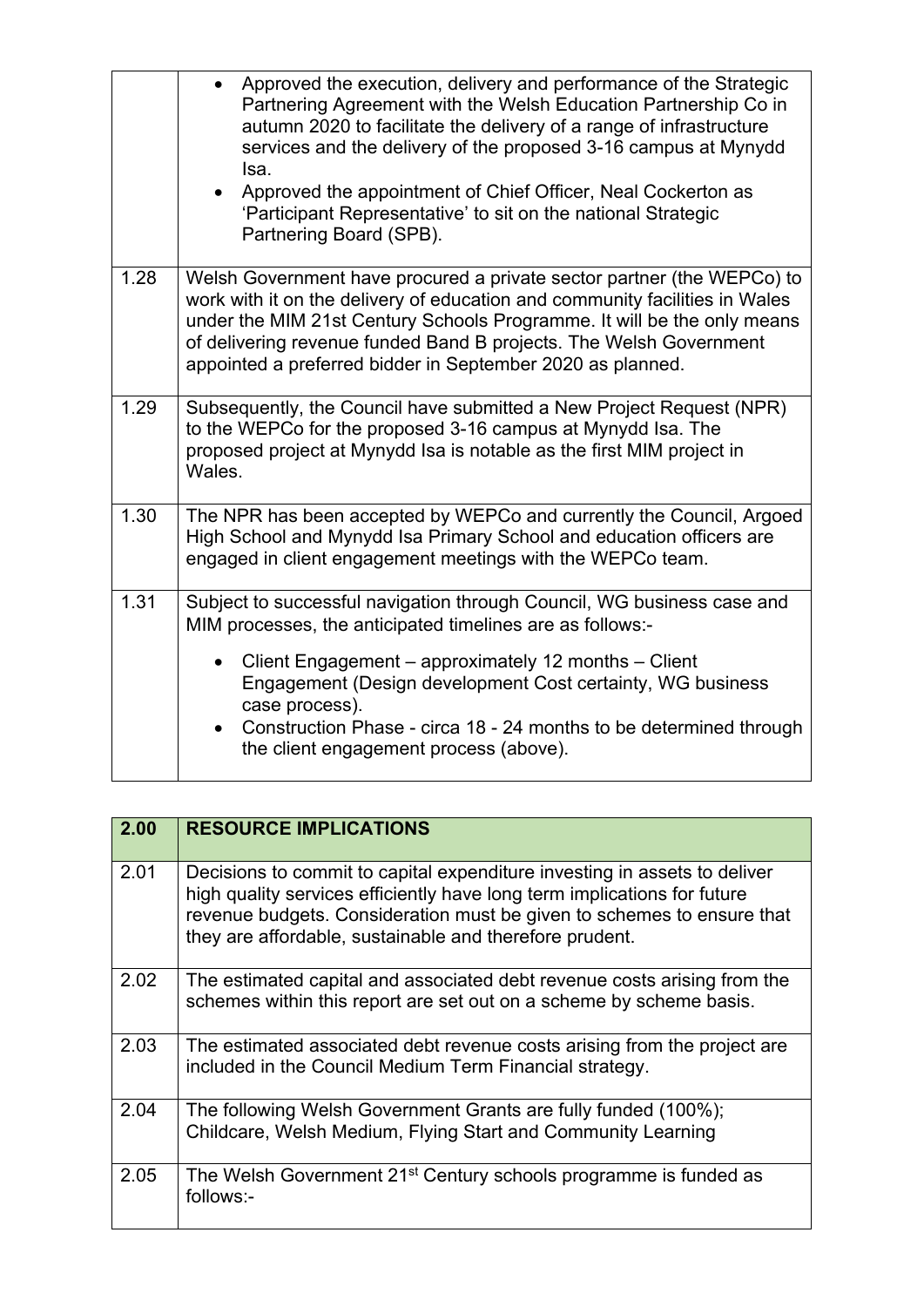| | |
|---|---|
| | • Approved the execution, delivery and performance of the Strategic Partnering Agreement with the Welsh Education Partnership Co in autumn 2020 to facilitate the delivery of a range of infrastructure services and the delivery of the proposed 3-16 campus at Mynydd Isa.<br>• Approved the appointment of Chief Officer, Neal Cockerton as 'Participant Representative' to sit on the national Strategic Partnering Board (SPB). |
| 1.28 | Welsh Government have procured a private sector partner (the WEPCo) to work with it on the delivery of education and community facilities in Wales under the MIM 21st Century Schools Programme. It will be the only means of delivering revenue funded Band B projects. The Welsh Government appointed a preferred bidder in September 2020 as planned. |
| 1.29 | Subsequently, the Council have submitted a New Project Request (NPR) to the WEPCo for the proposed 3-16 campus at Mynydd Isa. The proposed project at Mynydd Isa is notable as the first MIM project in Wales. |
| 1.30 | The NPR has been accepted by WEPCo and currently the Council, Argoed High School and Mynydd Isa Primary School and education officers are engaged in client engagement meetings with the WEPCo team. |
| 1.31 | Subject to successful navigation through Council, WG business case and MIM processes, the anticipated timelines are as follows:-<br><br>• Client Engagement – approximately 12 months – Client Engagement (Design development Cost certainty, WG business case process).<br>• Construction Phase - circa 18 - 24 months to be determined through the client engagement process (above). |

| 2.00 | RESOURCE IMPLICATIONS |
|---|---|
| 2.01 | Decisions to commit to capital expenditure investing in assets to deliver high quality services efficiently have long term implications for future revenue budgets. Consideration must be given to schemes to ensure that they are affordable, sustainable and therefore prudent. |
| 2.02 | The estimated capital and associated debt revenue costs arising from the schemes within this report are set out on a scheme by scheme basis. |
| 2.03 | The estimated associated debt revenue costs arising from the project are included in the Council Medium Term Financial strategy. |
| 2.04 | The following Welsh Government Grants are fully funded (100%); Childcare, Welsh Medium, Flying Start and Community Learning |
| 2.05 | The Welsh Government 21st Century schools programme is funded as follows:- |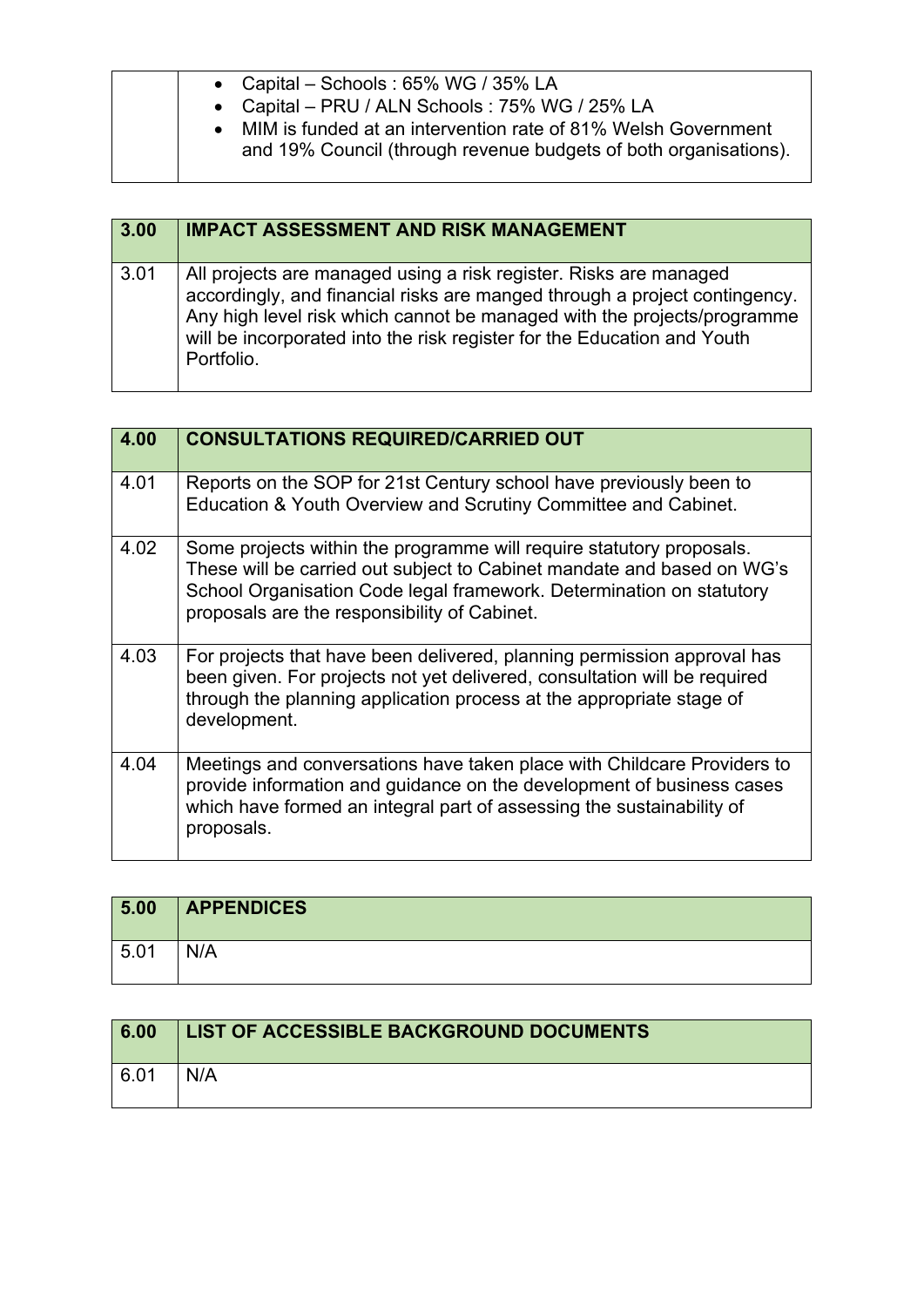| | |
|---|---|
| | • Capital – Schools : 65% WG / 35% LA<br>• Capital – PRU / ALN Schools : 75% WG / 25% LA<br>• MIM is funded at an intervention rate of 81% Welsh Government and 19% Council (through revenue budgets of both organisations). |

| 3.00 | IMPACT ASSESSMENT AND RISK MANAGEMENT |
|---|---|
| 3.01 | All projects are managed using a risk register. Risks are managed accordingly, and financial risks are manged through a project contingency. Any high level risk which cannot be managed with the projects/programme will be incorporated into the risk register for the Education and Youth Portfolio. |

| 4.00 | CONSULTATIONS REQUIRED/CARRIED OUT |
|---|---|
| 4.01 | Reports on the SOP for 21st Century school have previously been to Education & Youth Overview and Scrutiny Committee and Cabinet. |
| 4.02 | Some projects within the programme will require statutory proposals. These will be carried out subject to Cabinet mandate and based on WG's School Organisation Code legal framework. Determination on statutory proposals are the responsibility of Cabinet. |
| 4.03 | For projects that have been delivered, planning permission approval has been given. For projects not yet delivered, consultation will be required through the planning application process at the appropriate stage of development. |
| 4.04 | Meetings and conversations have taken place with Childcare Providers to provide information and guidance on the development of business cases which have formed an integral part of assessing the sustainability of proposals. |

| 5.00 | APPENDICES |
|---|---|
| 5.01 | N/A |

| 6.00 | LIST OF ACCESSIBLE BACKGROUND DOCUMENTS |
|---|---|
| 6.01 | N/A |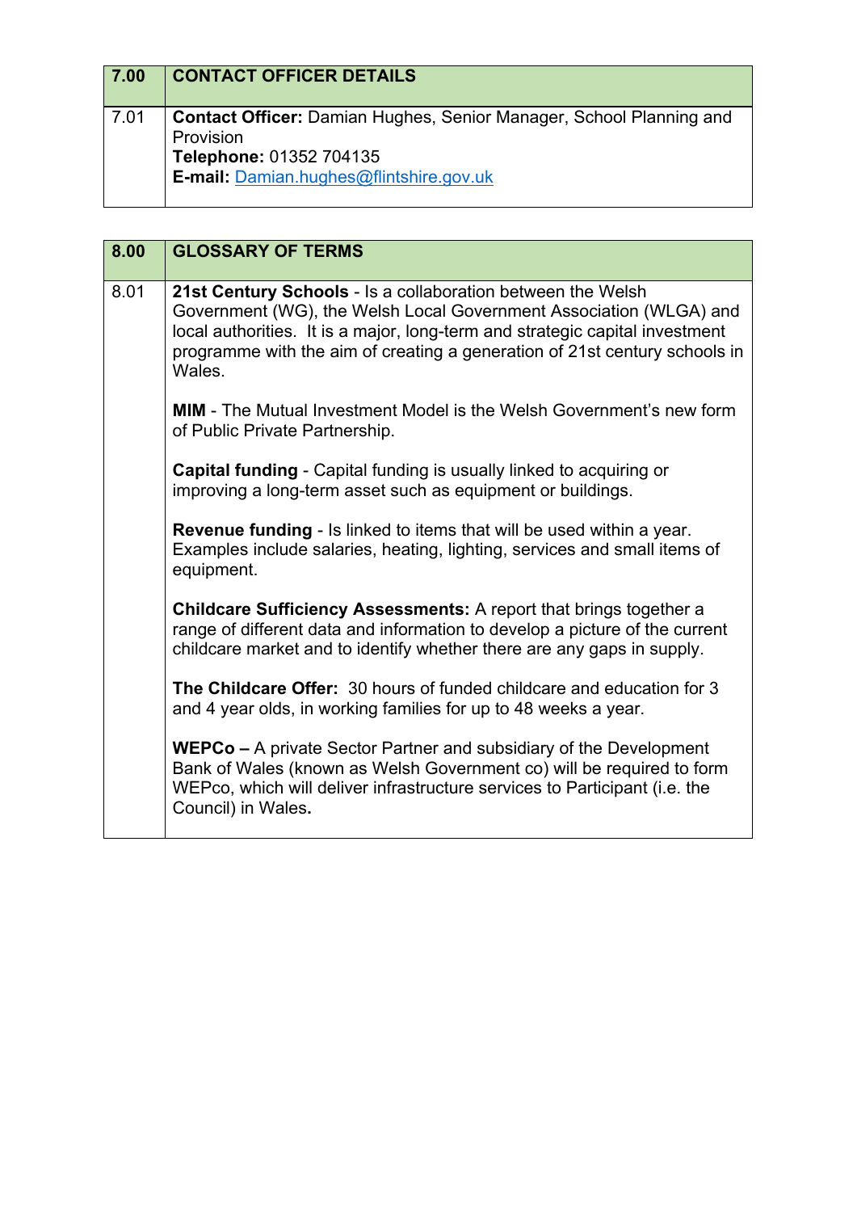| 7.00 | CONTACT OFFICER DETAILS |
|---|---|
| 7.01 | **Contact Officer:** Damian Hughes, Senior Manager, School Planning and Provision<br>**Telephone:** 01352 704135<br>**E-mail:** Damian.hughes@flintshire.gov.uk |

| 8.00 | GLOSSARY OF TERMS |
|---|---|
| 8.01 | **21st Century Schools** - Is a collaboration between the Welsh Government (WG), the Welsh Local Government Association (WLGA) and local authorities. It is a major, long-term and strategic capital investment programme with the aim of creating a generation of 21st century schools in Wales.<br><br>**MIM** - The Mutual Investment Model is the Welsh Government's new form of Public Private Partnership.<br><br>**Capital funding** - Capital funding is usually linked to acquiring or improving a long-term asset such as equipment or buildings.<br><br>**Revenue funding** - Is linked to items that will be used within a year. Examples include salaries, heating, lighting, services and small items of equipment.<br><br>**Childcare Sufficiency Assessments:** A report that brings together a range of different data and information to develop a picture of the current childcare market and to identify whether there are any gaps in supply.<br><br>**The Childcare Offer:** 30 hours of funded childcare and education for 3 and 4 year olds, in working families for up to 48 weeks a year.<br><br>**WEPCo –** A private Sector Partner and subsidiary of the Development Bank of Wales (known as Welsh Government co) will be required to form WEPco, which will deliver infrastructure services to Participant (i.e. the Council) in Wales**.** |